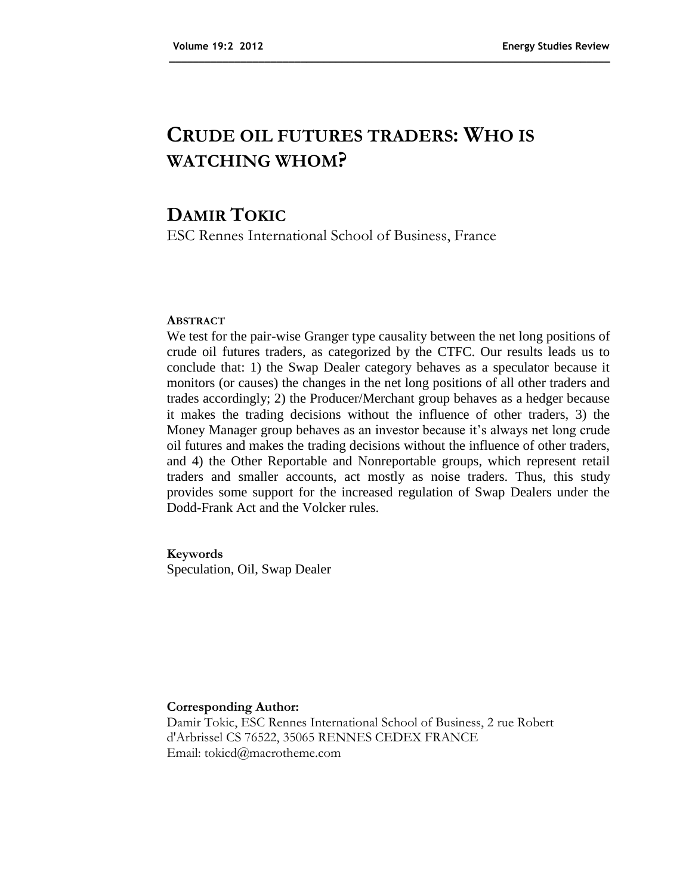# CRUDE OIL FUTURES TRADERS: WHO IS WATCHING WHOM?

## DAMIR TOKIC

ESC Rennes International School of Business, France

**ABSTRACT**

We test for the pair-wise Granger type causality between the net long positions of crude oil futures traders, as categorized by the CTFC. Our results leads us to conclude that: 1) the Swap Dealer category behaves as a speculator because it monitors (or causes) the changes in the net long positions of all other traders and trades accordingly; 2) the Producer/Merchant group behaves as a hedger because it makes the trading decisions without the influence of other traders, 3) the Money Manager group behaves as an investor because it's always net long crude oil futures and makes the trading decisions without the influence of other traders, and 4) the Other Reportable and Nonreportable groups, which represent retail traders and smaller accounts, act mostly as noise traders. Thus, this study provides some support for the increased regulation of Swap Dealers under the Dodd-Frank Act and the Volcker rules.

**Keywords**

Speculation, Oil, Swap Dealer

**Corresponding Author:**

Damir Tokic, ESC Rennes International School of Business, 2 rue Robert d'Arbrissel CS 76522, 35065 RENNES CEDEX FRANCE

Email: tokicd@macrotheme.com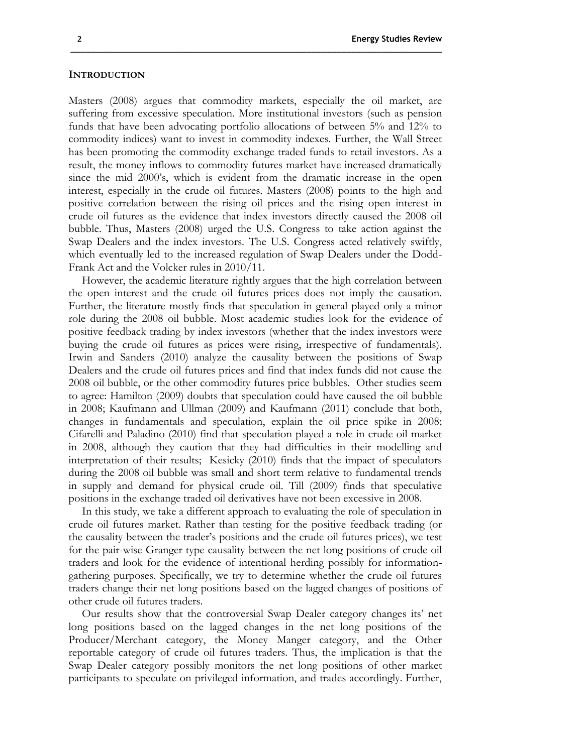## INTRODUCTION

Masters (2008) argues that commodity markets, especially the oil market, are suffering from excessive speculation. More institutional investors (such as pension funds that have been advocating portfolio allocations of between 5% and 12% to commodity indices) want to invest in commodity indexes. Further, the Wall Street has been promoting the commodity exchange traded funds to retail investors. As a result, the money inflows to commodity futures market have increased dramatically since the mid 2000's, which is evident from the dramatic increase in the open interest, especially in the crude oil futures. Masters (2008) points to the high and positive correlation between the rising oil prices and the rising open interest in crude oil futures as the evidence that index investors directly caused the 2008 oil bubble. Thus, Masters (2008) urged the U.S. Congress to take action against the Swap Dealers and the index investors. The U.S. Congress acted relatively swiftly, which eventually led to the increased regulation of Swap Dealers under the Dodd-Frank Act and the Volcker rules in 2010/11.

However, the academic literature rightly argues that the high correlation between the open interest and the crude oil futures prices does not imply the causation. Further, the literature mostly finds that speculation in general played only a minor role during the 2008 oil bubble. Most academic studies look for the evidence of positive feedback trading by index investors (whether that the index investors were buying the crude oil futures as prices were rising, irrespective of fundamentals). Irwin and Sanders (2010) analyze the causality between the positions of Swap Dealers and the crude oil futures prices and find that index funds did not cause the 2008 oil bubble, or the other commodity futures price bubbles. Other studies seem to agree: Hamilton (2009) doubts that speculation could have caused the oil bubble in 2008; Kaufmann and Ullman (2009) and Kaufmann (2011) conclude that both, changes in fundamentals and speculation, explain the oil price spike in 2008; Cifarelli and Paladino (2010) find that speculation played a role in crude oil market in 2008, although they caution that they had difficulties in their modelling and interpretation of their results; Kesicky (2010) finds that the impact of speculators during the 2008 oil bubble was small and short term relative to fundamental trends in supply and demand for physical crude oil. Till (2009) finds that speculative positions in the exchange traded oil derivatives have not been excessive in 2008.

In this study, we take a different approach to evaluating the role of speculation in crude oil futures market. Rather than testing for the positive feedback trading (or the causality between the trader's positions and the crude oil futures prices), we test for the pair-wise Granger type causality between the net long positions of crude oil traders and look for the evidence of intentional herding possibly for information-gathering purposes. Specifically, we try to determine whether the crude oil futures traders change their net long positions based on the lagged changes of positions of other crude oil futures traders.

Our results show that the controversial Swap Dealer category changes its' net long positions based on the lagged changes in the net long positions of the Producer/Merchant category, the Money Manger category, and the Other reportable category of crude oil futures traders. Thus, the implication is that the Swap Dealer category possibly monitors the net long positions of other market participants to speculate on privileged information, and trades accordingly. Further,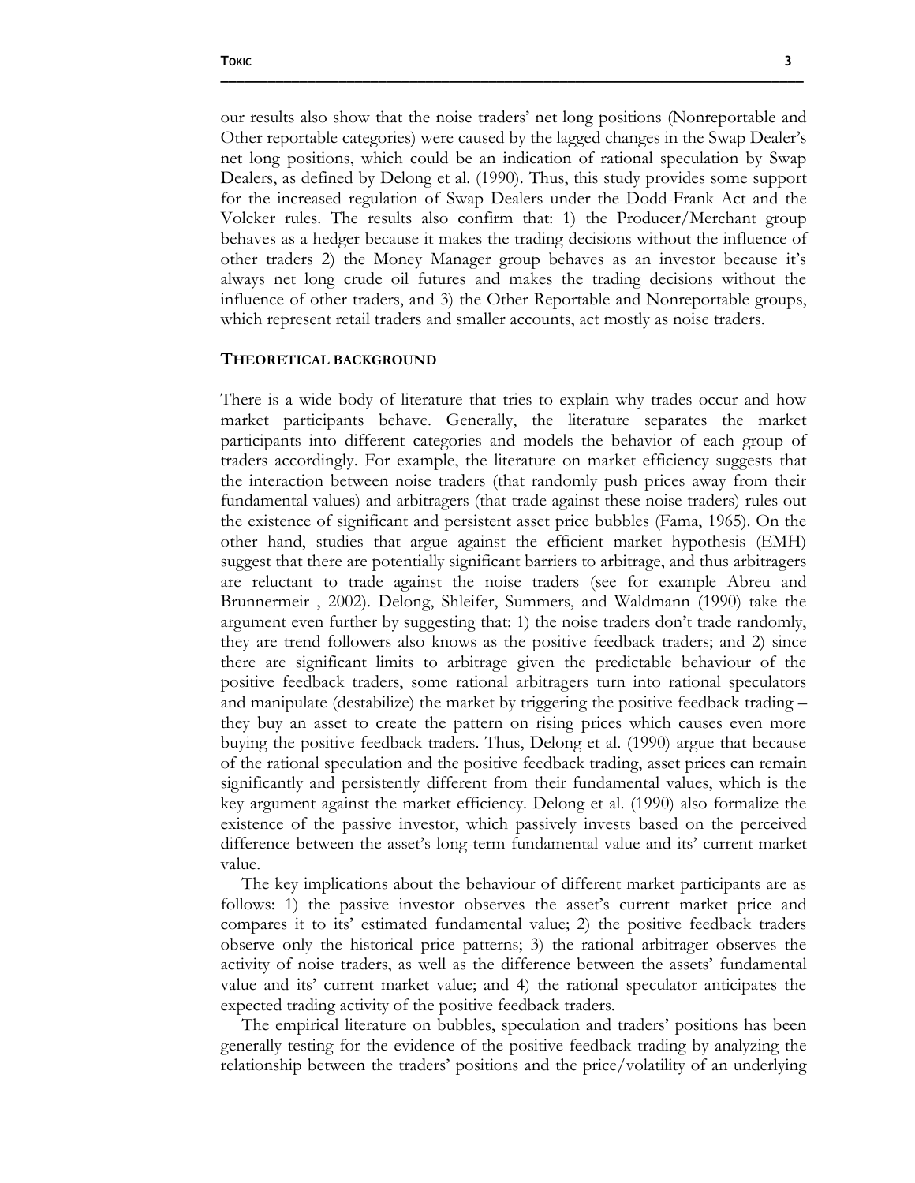our results also show that the noise traders' net long positions (Nonreportable and Other reportable categories) were caused by the lagged changes in the Swap Dealer's net long positions, which could be an indication of rational speculation by Swap Dealers, as defined by Delong et al. (1990). Thus, this study provides some support for the increased regulation of Swap Dealers under the Dodd-Frank Act and the Volcker rules. The results also confirm that: 1) the Producer/Merchant group behaves as a hedger because it makes the trading decisions without the influence of other traders 2) the Money Manager group behaves as an investor because it's always net long crude oil futures and makes the trading decisions without the influence of other traders, and 3) the Other Reportable and Nonreportable groups, which represent retail traders and smaller accounts, act mostly as noise traders.

## THEORETICAL BACKGROUND

There is a wide body of literature that tries to explain why trades occur and how market participants behave. Generally, the literature separates the market participants into different categories and models the behavior of each group of traders accordingly. For example, the literature on market efficiency suggests that the interaction between noise traders (that randomly push prices away from their fundamental values) and arbitragers (that trade against these noise traders) rules out the existence of significant and persistent asset price bubbles (Fama, 1965). On the other hand, studies that argue against the efficient market hypothesis (EMH) suggest that there are potentially significant barriers to arbitrage, and thus arbitragers are reluctant to trade against the noise traders (see for example Abreu and Brunnermeir , 2002). Delong, Shleifer, Summers, and Waldmann (1990) take the argument even further by suggesting that: 1) the noise traders don't trade randomly, they are trend followers also knows as the positive feedback traders; and 2) since there are significant limits to arbitrage given the predictable behaviour of the positive feedback traders, some rational arbitragers turn into rational speculators and manipulate (destabilize) the market by triggering the positive feedback trading – they buy an asset to create the pattern on rising prices which causes even more buying the positive feedback traders. Thus, Delong et al. (1990) argue that because of the rational speculation and the positive feedback trading, asset prices can remain significantly and persistently different from their fundamental values, which is the key argument against the market efficiency. Delong et al. (1990) also formalize the existence of the passive investor, which passively invests based on the perceived difference between the asset's long-term fundamental value and its' current market value.

The key implications about the behaviour of different market participants are as follows: 1) the passive investor observes the asset's current market price and compares it to its' estimated fundamental value; 2) the positive feedback traders observe only the historical price patterns; 3) the rational arbitrager observes the activity of noise traders, as well as the difference between the assets' fundamental value and its' current market value; and 4) the rational speculator anticipates the expected trading activity of the positive feedback traders.

The empirical literature on bubbles, speculation and traders' positions has been generally testing for the evidence of the positive feedback trading by analyzing the relationship between the traders' positions and the price/volatility of an underlying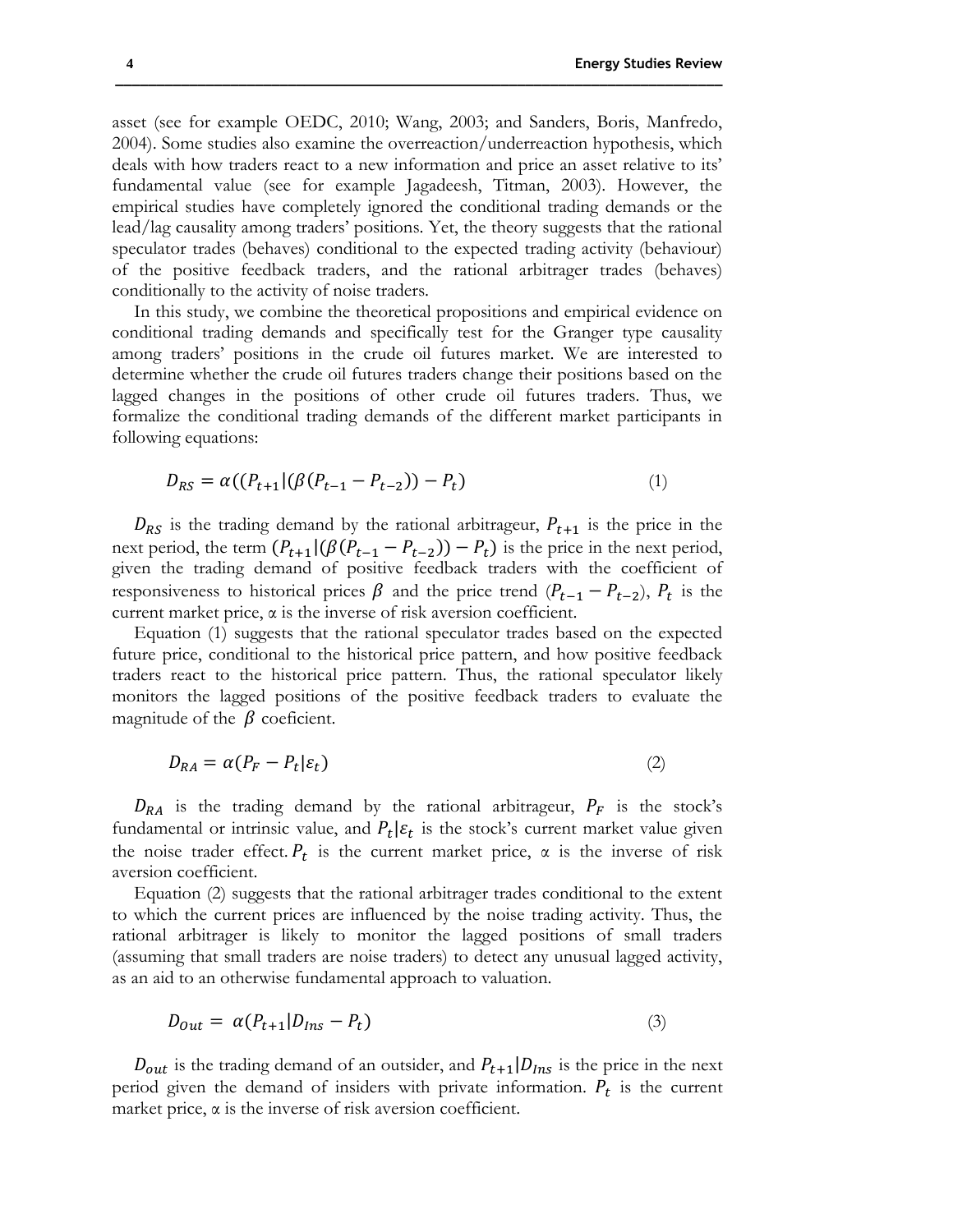asset (see for example OEDC, 2010; Wang, 2003; and Sanders, Boris, Manfredo, 2004). Some studies also examine the overreaction/underreaction hypothesis, which deals with how traders react to a new information and price an asset relative to its' fundamental value (see for example Jagadeesh, Titman, 2003). However, the empirical studies have completely ignored the conditional trading demands or the lead/lag causality among traders' positions. Yet, the theory suggests that the rational speculator trades (behaves) conditional to the expected trading activity (behaviour) of the positive feedback traders, and the rational arbitrager trades (behaves) conditionally to the activity of noise traders.

In this study, we combine the theoretical propositions and empirical evidence on conditional trading demands and specifically test for the Granger type causality among traders' positions in the crude oil futures market. We are interested to determine whether the crude oil futures traders change their positions based on the lagged changes in the positions of other crude oil futures traders. Thus, we formalize the conditional trading demands of the different market participants in following equations:

$$D_{RS} = \alpha((P_{t+1}|(\beta(P_{t-1} - P_{t-2})) - P_t) \quad (1)$$

$D_{RS}$ is the trading demand by the rational arbitrageur, $P_{t+1}$ is the price in the next period, the term $(P_{t+1}|(\beta(P_{t-1} - P_{t-2})) - P_t)$ is the price in the next period, given the trading demand of positive feedback traders with the coefficient of responsiveness to historical prices $\beta$ and the price trend $(P_{t-1} - P_{t-2})$, $P_t$ is the current market price, α is the inverse of risk aversion coefficient.

Equation (1) suggests that the rational speculator trades based on the expected future price, conditional to the historical price pattern, and how positive feedback traders react to the historical price pattern. Thus, the rational speculator likely monitors the lagged positions of the positive feedback traders to evaluate the magnitude of the $\beta$ coeficient.

$$D_{RA} = \alpha(P_F - P_t|\varepsilon_t) \quad (2)$$

$D_{RA}$ is the trading demand by the rational arbitrageur, $P_F$ is the stock's fundamental or intrinsic value, and $P_t|\varepsilon_t$ is the stock's current market value given the noise trader effect. $P_t$ is the current market price, α is the inverse of risk aversion coefficient.

Equation (2) suggests that the rational arbitrager trades conditional to the extent to which the current prices are influenced by the noise trading activity. Thus, the rational arbitrager is likely to monitor the lagged positions of small traders (assuming that small traders are noise traders) to detect any unusual lagged activity, as an aid to an otherwise fundamental approach to valuation.

$$D_{Out} = \alpha(P_{t+1}|D_{Ins} - P_t) \quad (3)$$

$D_{out}$ is the trading demand of an outsider, and $P_{t+1}|D_{Ins}$ is the price in the next period given the demand of insiders with private information. $P_t$ is the current market price, α is the inverse of risk aversion coefficient.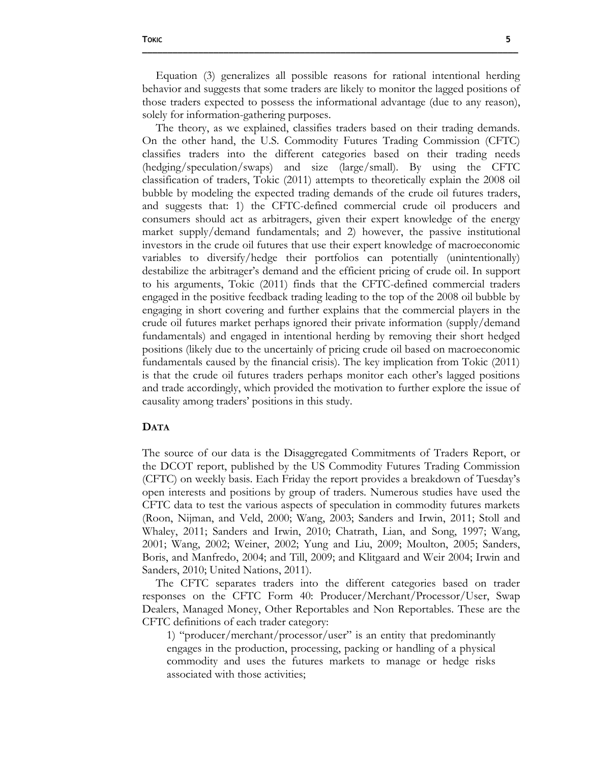Equation (3) generalizes all possible reasons for rational intentional herding behavior and suggests that some traders are likely to monitor the lagged positions of those traders expected to possess the informational advantage (due to any reason), solely for information-gathering purposes.

The theory, as we explained, classifies traders based on their trading demands. On the other hand, the U.S. Commodity Futures Trading Commission (CFTC) classifies traders into the different categories based on their trading needs (hedging/speculation/swaps) and size (large/small). By using the CFTC classification of traders, Tokic (2011) attempts to theoretically explain the 2008 oil bubble by modeling the expected trading demands of the crude oil futures traders, and suggests that: 1) the CFTC-defined commercial crude oil producers and consumers should act as arbitragers, given their expert knowledge of the energy market supply/demand fundamentals; and 2) however, the passive institutional investors in the crude oil futures that use their expert knowledge of macroeconomic variables to diversify/hedge their portfolios can potentially (unintentionally) destabilize the arbitrager's demand and the efficient pricing of crude oil. In support to his arguments, Tokic (2011) finds that the CFTC-defined commercial traders engaged in the positive feedback trading leading to the top of the 2008 oil bubble by engaging in short covering and further explains that the commercial players in the crude oil futures market perhaps ignored their private information (supply/demand fundamentals) and engaged in intentional herding by removing their short hedged positions (likely due to the uncertainly of pricing crude oil based on macroeconomic fundamentals caused by the financial crisis). The key implication from Tokic (2011) is that the crude oil futures traders perhaps monitor each other's lagged positions and trade accordingly, which provided the motivation to further explore the issue of causality among traders' positions in this study.

## DATA

The source of our data is the Disaggregated Commitments of Traders Report, or the DCOT report, published by the US Commodity Futures Trading Commission (CFTC) on weekly basis. Each Friday the report provides a breakdown of Tuesday's open interests and positions by group of traders. Numerous studies have used the CFTC data to test the various aspects of speculation in commodity futures markets (Roon, Nijman, and Veld, 2000; Wang, 2003; Sanders and Irwin, 2011; Stoll and Whaley, 2011; Sanders and Irwin, 2010; Chatrath, Lian, and Song, 1997; Wang, 2001; Wang, 2002; Weiner, 2002; Yung and Liu, 2009; Moulton, 2005; Sanders, Boris, and Manfredo, 2004; and Till, 2009; and Klitgaard and Weir 2004; Irwin and Sanders, 2010; United Nations, 2011).

The CFTC separates traders into the different categories based on trader responses on the CFTC Form 40: Producer/Merchant/Processor/User, Swap Dealers, Managed Money, Other Reportables and Non Reportables. These are the CFTC definitions of each trader category:

1) "producer/merchant/processor/user" is an entity that predominantly engages in the production, processing, packing or handling of a physical commodity and uses the futures markets to manage or hedge risks associated with those activities;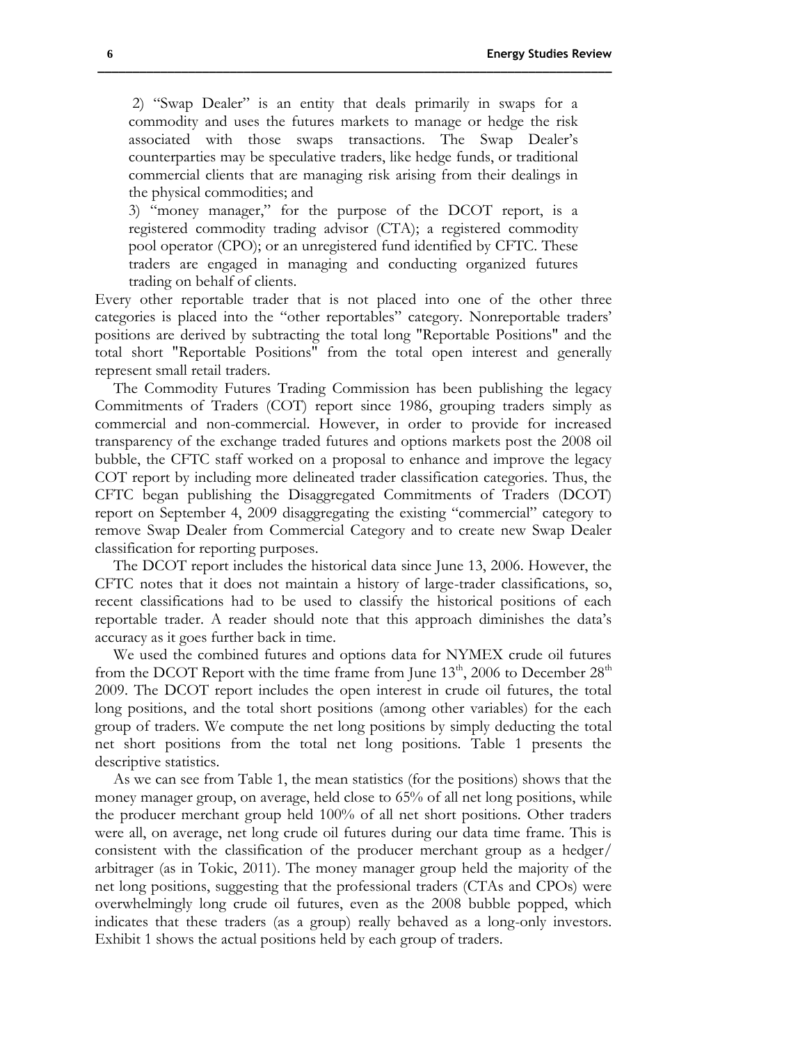2) "Swap Dealer" is an entity that deals primarily in swaps for a commodity and uses the futures markets to manage or hedge the risk associated with those swaps transactions. The Swap Dealer's counterparties may be speculative traders, like hedge funds, or traditional commercial clients that are managing risk arising from their dealings in the physical commodities; and

3) "money manager," for the purpose of the DCOT report, is a registered commodity trading advisor (CTA); a registered commodity pool operator (CPO); or an unregistered fund identified by CFTC. These traders are engaged in managing and conducting organized futures trading on behalf of clients.

Every other reportable trader that is not placed into one of the other three categories is placed into the "other reportables" category. Nonreportable traders' positions are derived by subtracting the total long "Reportable Positions" and the total short "Reportable Positions" from the total open interest and generally represent small retail traders.

The Commodity Futures Trading Commission has been publishing the legacy Commitments of Traders (COT) report since 1986, grouping traders simply as commercial and non-commercial. However, in order to provide for increased transparency of the exchange traded futures and options markets post the 2008 oil bubble, the CFTC staff worked on a proposal to enhance and improve the legacy COT report by including more delineated trader classification categories. Thus, the CFTC began publishing the Disaggregated Commitments of Traders (DCOT) report on September 4, 2009 disaggregating the existing "commercial" category to remove Swap Dealer from Commercial Category and to create new Swap Dealer classification for reporting purposes.

The DCOT report includes the historical data since June 13, 2006. However, the CFTC notes that it does not maintain a history of large-trader classifications, so, recent classifications had to be used to classify the historical positions of each reportable trader. A reader should note that this approach diminishes the data's accuracy as it goes further back in time.

We used the combined futures and options data for NYMEX crude oil futures from the DCOT Report with the time frame from June 13th, 2006 to December 28th 2009. The DCOT report includes the open interest in crude oil futures, the total long positions, and the total short positions (among other variables) for the each group of traders. We compute the net long positions by simply deducting the total net short positions from the total net long positions. Table 1 presents the descriptive statistics.

As we can see from Table 1, the mean statistics (for the positions) shows that the money manager group, on average, held close to 65% of all net long positions, while the producer merchant group held 100% of all net short positions. Other traders were all, on average, net long crude oil futures during our data time frame. This is consistent with the classification of the producer merchant group as a hedger/ arbitrager (as in Tokic, 2011). The money manager group held the majority of the net long positions, suggesting that the professional traders (CTAs and CPOs) were overwhelmingly long crude oil futures, even as the 2008 bubble popped, which indicates that these traders (as a group) really behaved as a long-only investors. Exhibit 1 shows the actual positions held by each group of traders.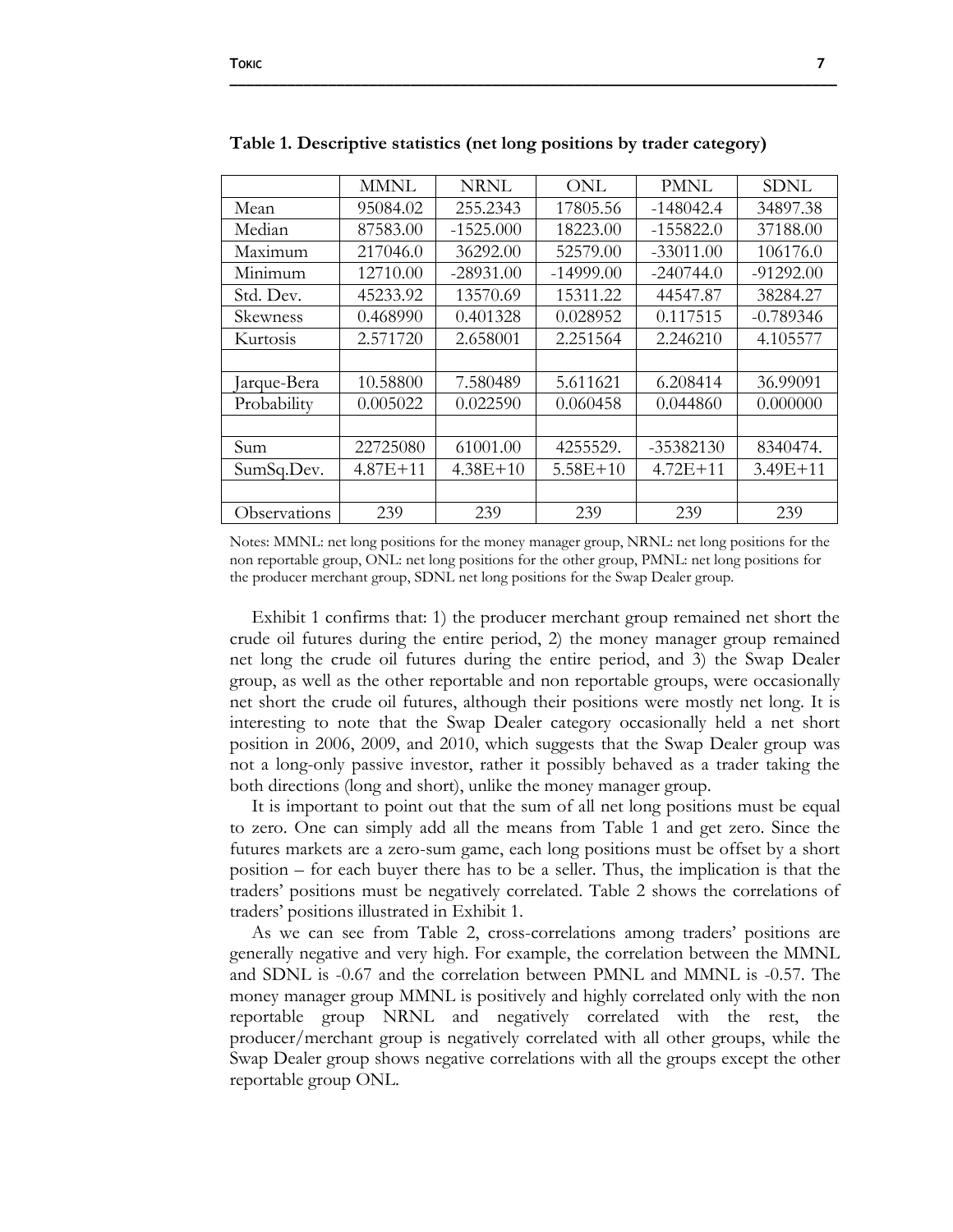**Table 1. Descriptive statistics (net long positions by trader category)**

| | MMNL | NRNL | ONL | PMNL | SDNL |
|---|---|---|---|---|---|
| Mean | 95084.02 | 255.2343 | 17805.56 | -148042.4 | 34897.38 |
| Median | 87583.00 | -1525.000 | 18223.00 | -155822.0 | 37188.00 |
| Maximum | 217046.0 | 36292.00 | 52579.00 | -33011.00 | 106176.0 |
| Minimum | 12710.00 | -28931.00 | -14999.00 | -240744.0 | -91292.00 |
| Std. Dev. | 45233.92 | 13570.69 | 15311.22 | 44547.87 | 38284.27 |
| Skewness | 0.468990 | 0.401328 | 0.028952 | 0.117515 | -0.789346 |
| Kurtosis | 2.571720 | 2.658001 | 2.251564 | 2.246210 | 4.105577 |
| | | | | | |
| Jarque-Bera | 10.58800 | 7.580489 | 5.611621 | 6.208414 | 36.99091 |
| Probability | 0.005022 | 0.022590 | 0.060458 | 0.044860 | 0.000000 |
| | | | | | |
| Sum | 22725080 | 61001.00 | 4255529. | -35382130 | 8340474. |
| SumSq.Dev. | 4.87E+11 | 4.38E+10 | 5.58E+10 | 4.72E+11 | 3.49E+11 |
| | | | | | |
| Observations | 239 | 239 | 239 | 239 | 239 |

Notes: MMNL: net long positions for the money manager group, NRNL: net long positions for the non reportable group, ONL: net long positions for the other group, PMNL: net long positions for the producer merchant group, SDNL net long positions for the Swap Dealer group.

Exhibit 1 confirms that: 1) the producer merchant group remained net short the crude oil futures during the entire period, 2) the money manager group remained net long the crude oil futures during the entire period, and 3) the Swap Dealer group, as well as the other reportable and non reportable groups, were occasionally net short the crude oil futures, although their positions were mostly net long. It is interesting to note that the Swap Dealer category occasionally held a net short position in 2006, 2009, and 2010, which suggests that the Swap Dealer group was not a long-only passive investor, rather it possibly behaved as a trader taking the both directions (long and short), unlike the money manager group.

It is important to point out that the sum of all net long positions must be equal to zero. One can simply add all the means from Table 1 and get zero. Since the futures markets are a zero-sum game, each long positions must be offset by a short position – for each buyer there has to be a seller. Thus, the implication is that the traders' positions must be negatively correlated. Table 2 shows the correlations of traders' positions illustrated in Exhibit 1.

As we can see from Table 2, cross-correlations among traders' positions are generally negative and very high. For example, the correlation between the MMNL and SDNL is -0.67 and the correlation between PMNL and MMNL is -0.57. The money manager group MMNL is positively and highly correlated only with the non reportable group NRNL and negatively correlated with the rest, the producer/merchant group is negatively correlated with all other groups, while the Swap Dealer group shows negative correlations with all the groups except the other reportable group ONL.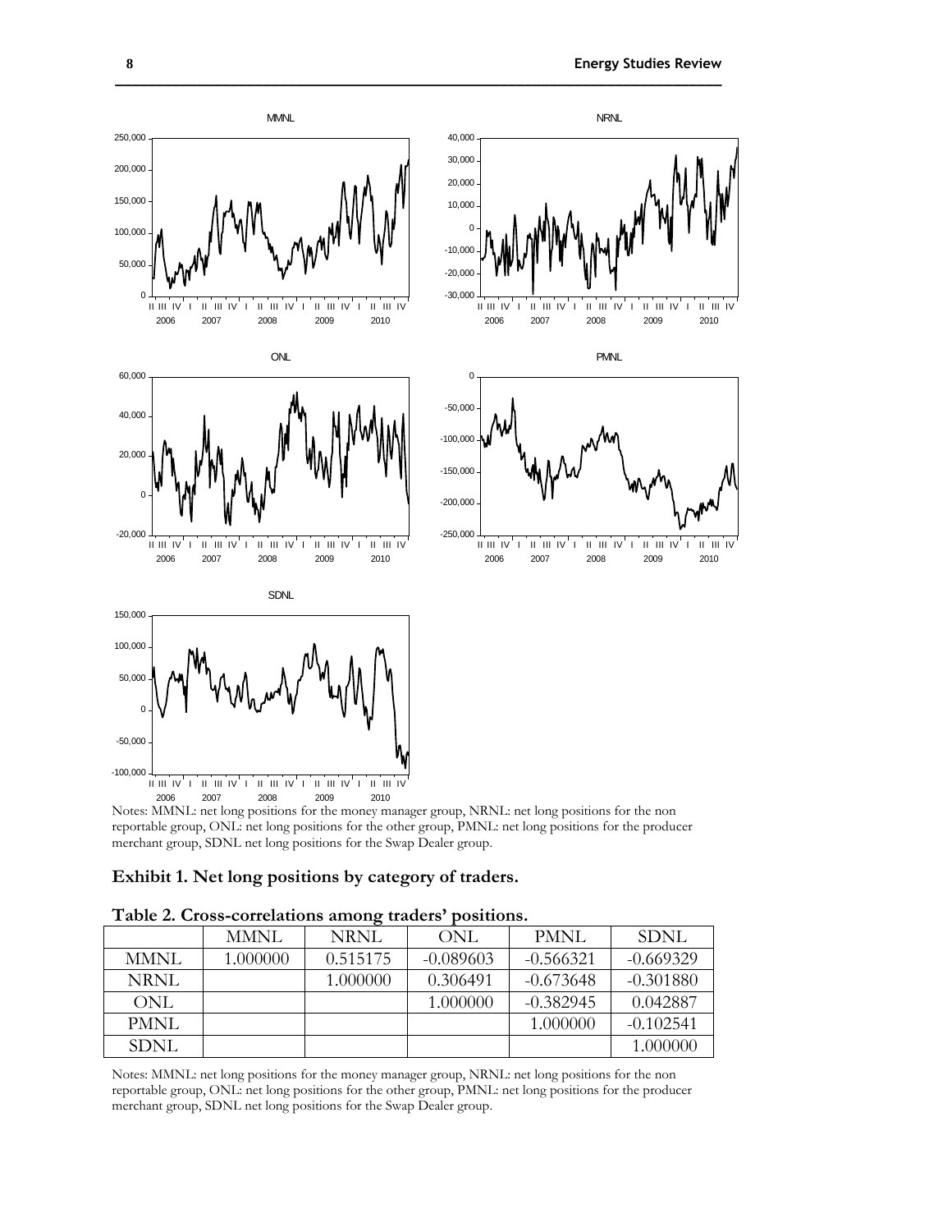Notes: MMNL: net long positions for the money manager group, NRNL: net long positions for the non reportable group, ONL: net long positions for the other group, PMNL: net long positions for the producer merchant group, SDNL net long positions for the Swap Dealer group.

**Exhibit 1. Net long positions by category of traders.**

**Table 2. Cross-correlations among traders' positions.**

| | MMNL | NRNL | ONL | PMNL | SDNL |
|---|---|---|---|---|---|
| MMNL | 1.000000 | 0.515175 | -0.089603 | -0.566321 | -0.669329 |
| NRNL | | 1.000000 | 0.306491 | -0.673648 | -0.301880 |
| ONL | | | 1.000000 | -0.382945 | 0.042887 |
| PMNL | | | | 1.000000 | -0.102541 |
| SDNL | | | | | 1.000000 |

Notes: MMNL: net long positions for the money manager group, NRNL: net long positions for the non reportable group, ONL: net long positions for the other group, PMNL: net long positions for the producer merchant group, SDNL net long positions for the Swap Dealer group.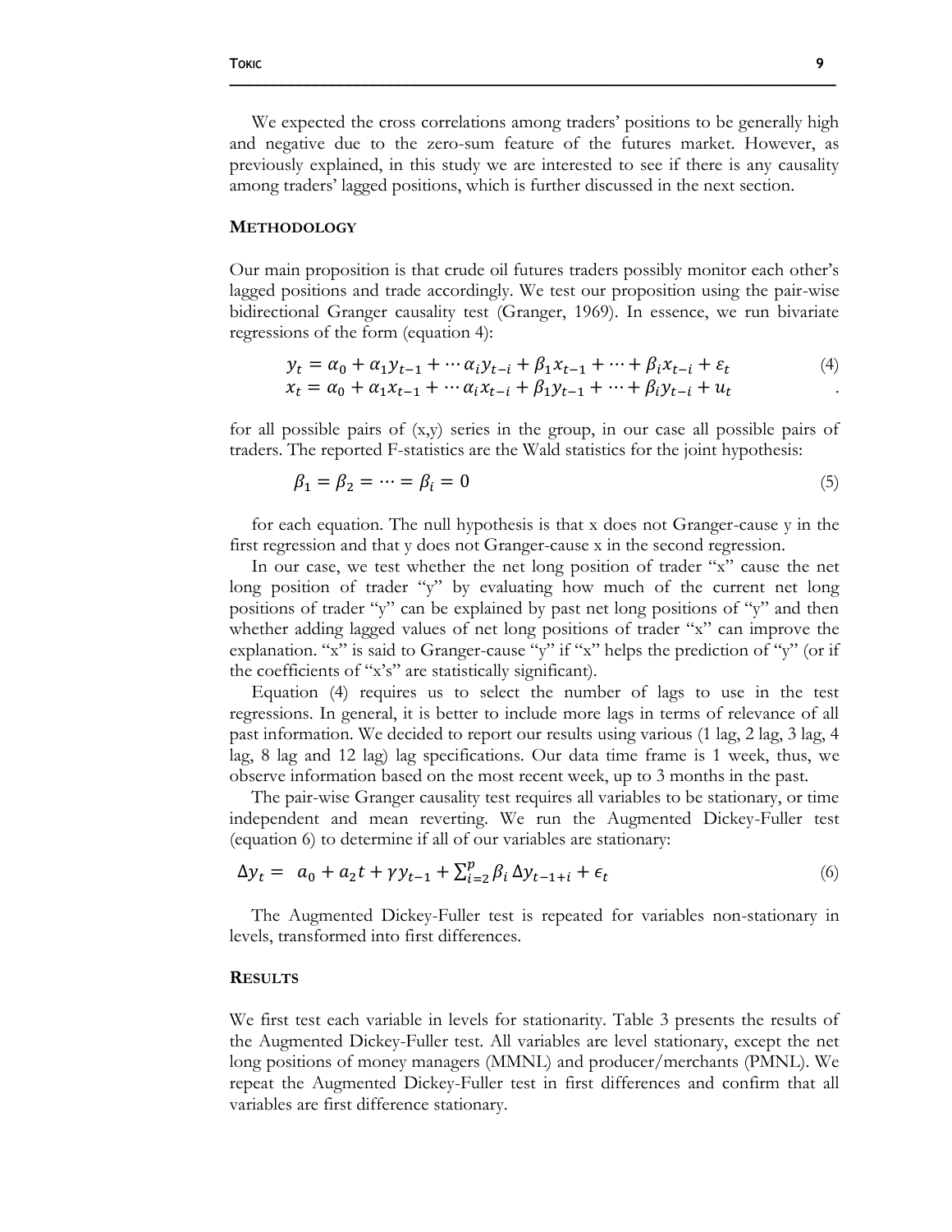We expected the cross correlations among traders' positions to be generally high and negative due to the zero-sum feature of the futures market. However, as previously explained, in this study we are interested to see if there is any causality among traders' lagged positions, which is further discussed in the next section.

## METHODOLOGY

Our main proposition is that crude oil futures traders possibly monitor each other's lagged positions and trade accordingly. We test our proposition using the pair-wise bidirectional Granger causality test (Granger, 1969). In essence, we run bivariate regressions of the form (equation 4):

$$
\begin{aligned}
y_t &= \alpha_0 + \alpha_1 y_{t-1} + \cdots \alpha_i y_{t-i} + \beta_1 x_{t-1} + \cdots + \beta_i x_{t-i} + \varepsilon_t \\
x_t &= \alpha_0 + \alpha_1 x_{t-1} + \cdots \alpha_i x_{t-i} + \beta_1 y_{t-1} + \cdots + \beta_i y_{t-i} + u_t
\end{aligned}
\tag{4}
$$

for all possible pairs of (x,y) series in the group, in our case all possible pairs of traders. The reported F-statistics are the Wald statistics for the joint hypothesis:

$$
\beta_1 = \beta_2 = \cdots = \beta_i = 0 \tag{5}
$$

for each equation. The null hypothesis is that x does not Granger-cause y in the first regression and that y does not Granger-cause x in the second regression.

In our case, we test whether the net long position of trader "x" cause the net long position of trader "y" by evaluating how much of the current net long positions of trader "y" can be explained by past net long positions of "y" and then whether adding lagged values of net long positions of trader "x" can improve the explanation. "x" is said to Granger-cause "y" if "x" helps the prediction of "y" (or if the coefficients of "x's" are statistically significant).

Equation (4) requires us to select the number of lags to use in the test regressions. In general, it is better to include more lags in terms of relevance of all past information. We decided to report our results using various (1 lag, 2 lag, 3 lag, 4 lag, 8 lag and 12 lag) lag specifications. Our data time frame is 1 week, thus, we observe information based on the most recent week, up to 3 months in the past.

The pair-wise Granger causality test requires all variables to be stationary, or time independent and mean reverting. We run the Augmented Dickey-Fuller test (equation 6) to determine if all of our variables are stationary:

$$
\Delta y_t = a_0 + a_2 t + \gamma y_{t-1} + \sum_{i=2}^{p} \beta_i \Delta y_{t-1+i} + \epsilon_t \tag{6}
$$

The Augmented Dickey-Fuller test is repeated for variables non-stationary in levels, transformed into first differences.

## RESULTS

We first test each variable in levels for stationarity. Table 3 presents the results of the Augmented Dickey-Fuller test. All variables are level stationary, except the net long positions of money managers (MMNL) and producer/merchants (PMNL). We repeat the Augmented Dickey-Fuller test in first differences and confirm that all variables are first difference stationary.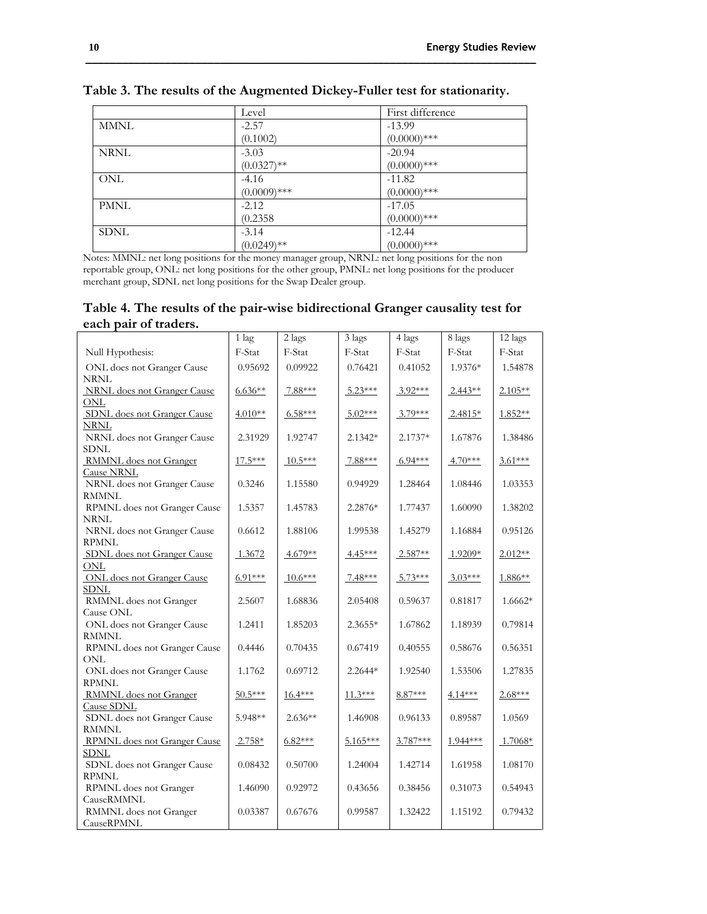**Table 3. The results of the Augmented Dickey-Fuller test for stationarity.**

| | Level | First difference |
|---|---|---|
| MMNL | -2.57<br>(0.1002) | -13.99<br>(0.0000)*** |
| NRNL | -3.03<br>(0.0327)** | -20.94<br>(0.0000)*** |
| ONL | -4.16<br>(0.0009)*** | -11.82<br>(0.0000)*** |
| PMNL | -2.12<br>(0.2358 | -17.05<br>(0.0000)*** |
| SDNL | -3.14<br>(0.0249)** | -12.44<br>(0.0000)*** |

Notes: MMNL: net long positions for the money manager group, NRNL: net long positions for the non reportable group, ONL: net long positions for the other group, PMNL: net long positions for the producer merchant group, SDNL net long positions for the Swap Dealer group.

**Table 4. The results of the pair-wise bidirectional Granger causality test for each pair of traders.**

| | 1 lag | 2 lags | 3 lags | 4 lags | 8 lags | 12 lags |
|---|---|---|---|---|---|---|
| Null Hypothesis: | F-Stat | F-Stat | F-Stat | F-Stat | F-Stat | F-Stat |
| ONL does not Granger Cause NRNL | 0.95692 | 0.09922 | 0.76421 | 0.41052 | 1.9376* | 1.54878 |
| NRNL does not Granger Cause ONL | 6.636** | 7.88*** | 5.23*** | 3.92*** | 2.443** | 2.105** |
| SDNL does not Granger Cause NRNL | 4.010** | 6.58*** | 5.02*** | 3.79*** | 2.4815* | 1.852** |
| NRNL does not Granger Cause SDNL | 2.31929 | 1.92747 | 2.1342* | 2.1737* | 1.67876 | 1.38486 |
| RMMNL does not Granger Cause NRNL | 17.5*** | 10.5*** | 7.88*** | 6.94*** | 4.70*** | 3.61*** |
| NRNL does not Granger Cause RMMNL | 0.3246 | 1.15580 | 0.94929 | 1.28464 | 1.08446 | 1.03353 |
| RPMNL does not Granger Cause NRNL | 1.5357 | 1.45783 | 2.2876* | 1.77437 | 1.60090 | 1.38202 |
| NRNL does not Granger Cause RPMNL | 0.6612 | 1.88106 | 1.99538 | 1.45279 | 1.16884 | 0.95126 |
| SDNL does not Granger Cause ONL | 1.3672 | 4.679** | 4.45*** | 2.587** | 1.9209* | 2.012** |
| ONL does not Granger Cause SDNL | 6.91*** | 10.6*** | 7.48*** | 5.73*** | 3.03*** | 1.886** |
| RMMNL does not Granger Cause ONL | 2.5607 | 1.68836 | 2.05408 | 0.59637 | 0.81817 | 1.6662* |
| ONL does not Granger Cause RMMNL | 1.2411 | 1.85203 | 2.3655* | 1.67862 | 1.18939 | 0.79814 |
| RPMNL does not Granger Cause ONL | 0.4446 | 0.70435 | 0.67419 | 0.40555 | 0.58676 | 0.56351 |
| ONL does not Granger Cause RPMNL | 1.1762 | 0.69712 | 2.2644* | 1.92540 | 1.53506 | 1.27835 |
| RMMNL does not Granger Cause SDNL | 50.5*** | 16.4*** | 11.3*** | 8.87*** | 4.14*** | 2.68*** |
| SDNL does not Granger Cause RMMNL | 5.948** | 2.636** | 1.46908 | 0.96133 | 0.89587 | 1.0569 |
| RPMNL does not Granger Cause SDNL | 2.758* | 6.82*** | 5.165*** | 3.787*** | 1.944*** | 1.7068* |
| SDNL does not Granger Cause RPMNL | 0.08432 | 0.50700 | 1.24004 | 1.42714 | 1.61958 | 1.08170 |
| RPMNL does not Granger CauseRMMNL | 1.46090 | 0.92972 | 0.43656 | 0.38456 | 0.31073 | 0.54943 |
| RMMNL does not Granger CauseRPMNL | 0.03387 | 0.67676 | 0.99587 | 1.32422 | 1.15192 | 0.79432 |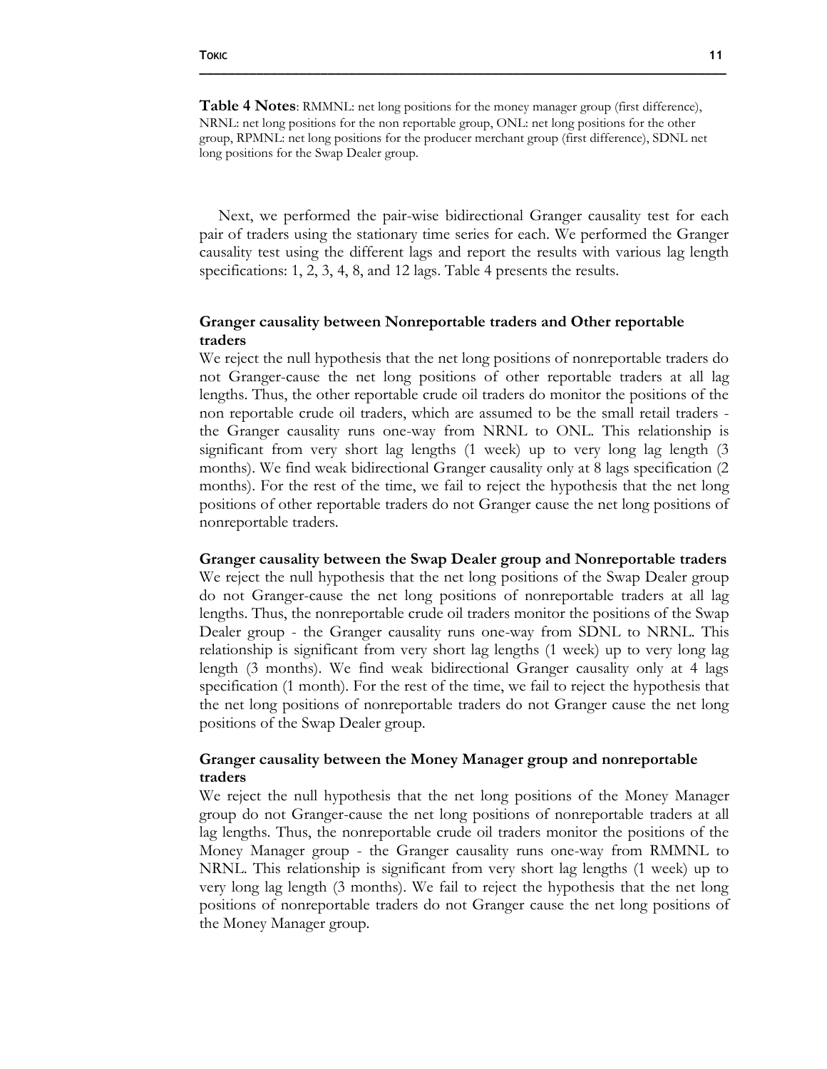**Table 4 Notes**: RMMNL: net long positions for the money manager group (first difference), NRNL: net long positions for the non reportable group, ONL: net long positions for the other group, RPMNL: net long positions for the producer merchant group (first difference), SDNL net long positions for the Swap Dealer group.

Next, we performed the pair-wise bidirectional Granger causality test for each pair of traders using the stationary time series for each. We performed the Granger causality test using the different lags and report the results with various lag length specifications: 1, 2, 3, 4, 8, and 12 lags. Table 4 presents the results.

### Granger causality between Nonreportable traders and Other reportable traders

We reject the null hypothesis that the net long positions of nonreportable traders do not Granger-cause the net long positions of other reportable traders at all lag lengths. Thus, the other reportable crude oil traders do monitor the positions of the non reportable crude oil traders, which are assumed to be the small retail traders - the Granger causality runs one-way from NRNL to ONL. This relationship is significant from very short lag lengths (1 week) up to very long lag length (3 months). We find weak bidirectional Granger causality only at 8 lags specification (2 months). For the rest of the time, we fail to reject the hypothesis that the net long positions of other reportable traders do not Granger cause the net long positions of nonreportable traders.

### Granger causality between the Swap Dealer group and Nonreportable traders

We reject the null hypothesis that the net long positions of the Swap Dealer group do not Granger-cause the net long positions of nonreportable traders at all lag lengths. Thus, the nonreportable crude oil traders monitor the positions of the Swap Dealer group - the Granger causality runs one-way from SDNL to NRNL. This relationship is significant from very short lag lengths (1 week) up to very long lag length (3 months). We find weak bidirectional Granger causality only at 4 lags specification (1 month). For the rest of the time, we fail to reject the hypothesis that the net long positions of nonreportable traders do not Granger cause the net long positions of the Swap Dealer group.

### Granger causality between the Money Manager group and nonreportable traders

We reject the null hypothesis that the net long positions of the Money Manager group do not Granger-cause the net long positions of nonreportable traders at all lag lengths. Thus, the nonreportable crude oil traders monitor the positions of the Money Manager group - the Granger causality runs one-way from RMMNL to NRNL. This relationship is significant from very short lag lengths (1 week) up to very long lag length (3 months). We fail to reject the hypothesis that the net long positions of nonreportable traders do not Granger cause the net long positions of the Money Manager group.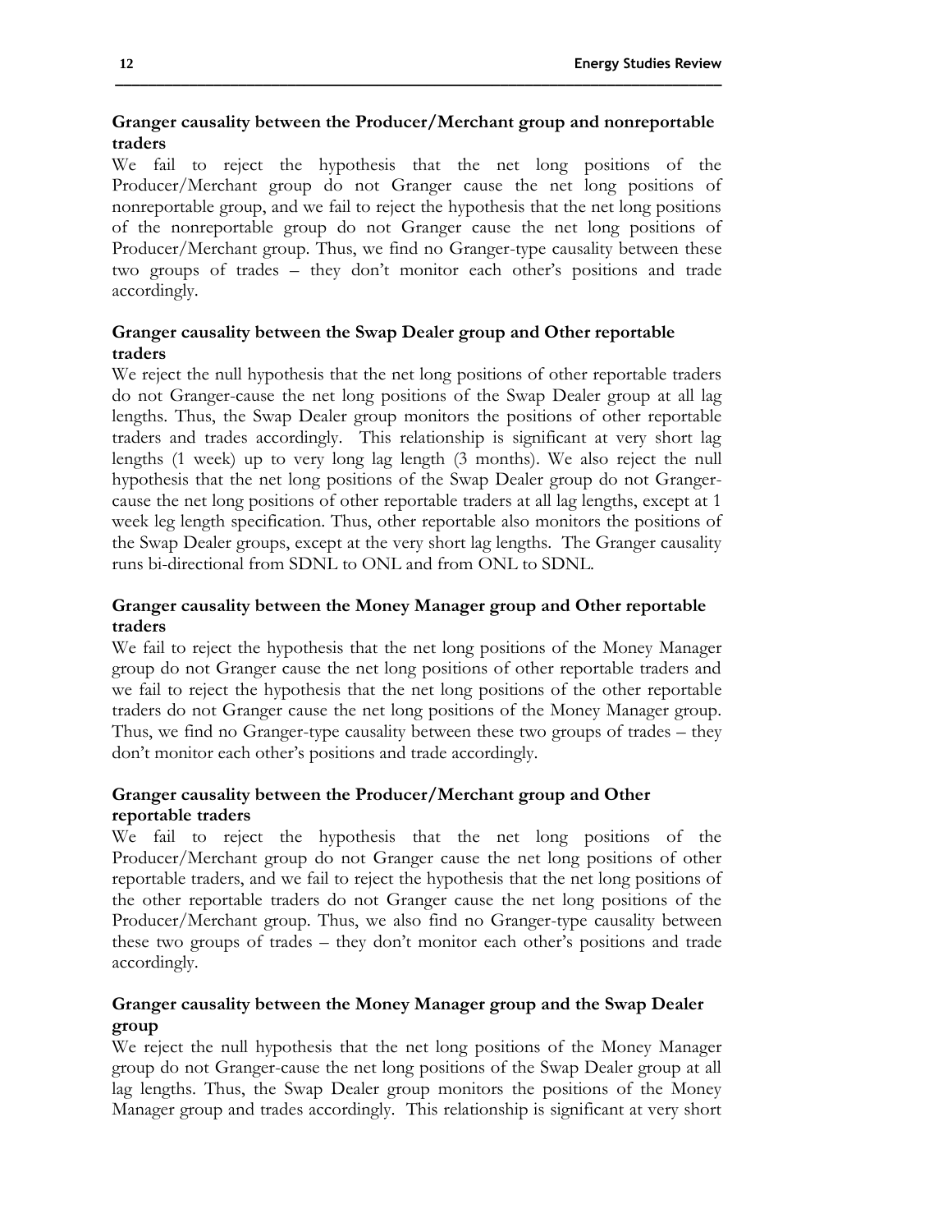### Granger causality between the Producer/Merchant group and nonreportable traders

We fail to reject the hypothesis that the net long positions of the Producer/Merchant group do not Granger cause the net long positions of nonreportable group, and we fail to reject the hypothesis that the net long positions of the nonreportable group do not Granger cause the net long positions of Producer/Merchant group. Thus, we find no Granger-type causality between these two groups of trades – they don't monitor each other's positions and trade accordingly.

### Granger causality between the Swap Dealer group and Other reportable traders

We reject the null hypothesis that the net long positions of other reportable traders do not Granger-cause the net long positions of the Swap Dealer group at all lag lengths. Thus, the Swap Dealer group monitors the positions of other reportable traders and trades accordingly. This relationship is significant at very short lag lengths (1 week) up to very long lag length (3 months). We also reject the null hypothesis that the net long positions of the Swap Dealer group do not Granger-cause the net long positions of other reportable traders at all lag lengths, except at 1 week leg length specification. Thus, other reportable also monitors the positions of the Swap Dealer groups, except at the very short lag lengths. The Granger causality runs bi-directional from SDNL to ONL and from ONL to SDNL.

### Granger causality between the Money Manager group and Other reportable traders

We fail to reject the hypothesis that the net long positions of the Money Manager group do not Granger cause the net long positions of other reportable traders and we fail to reject the hypothesis that the net long positions of the other reportable traders do not Granger cause the net long positions of the Money Manager group. Thus, we find no Granger-type causality between these two groups of trades – they don't monitor each other's positions and trade accordingly.

### Granger causality between the Producer/Merchant group and Other reportable traders

We fail to reject the hypothesis that the net long positions of the Producer/Merchant group do not Granger cause the net long positions of other reportable traders, and we fail to reject the hypothesis that the net long positions of the other reportable traders do not Granger cause the net long positions of the Producer/Merchant group. Thus, we also find no Granger-type causality between these two groups of trades – they don't monitor each other's positions and trade accordingly.

### Granger causality between the Money Manager group and the Swap Dealer group

We reject the null hypothesis that the net long positions of the Money Manager group do not Granger-cause the net long positions of the Swap Dealer group at all lag lengths. Thus, the Swap Dealer group monitors the positions of the Money Manager group and trades accordingly. This relationship is significant at very short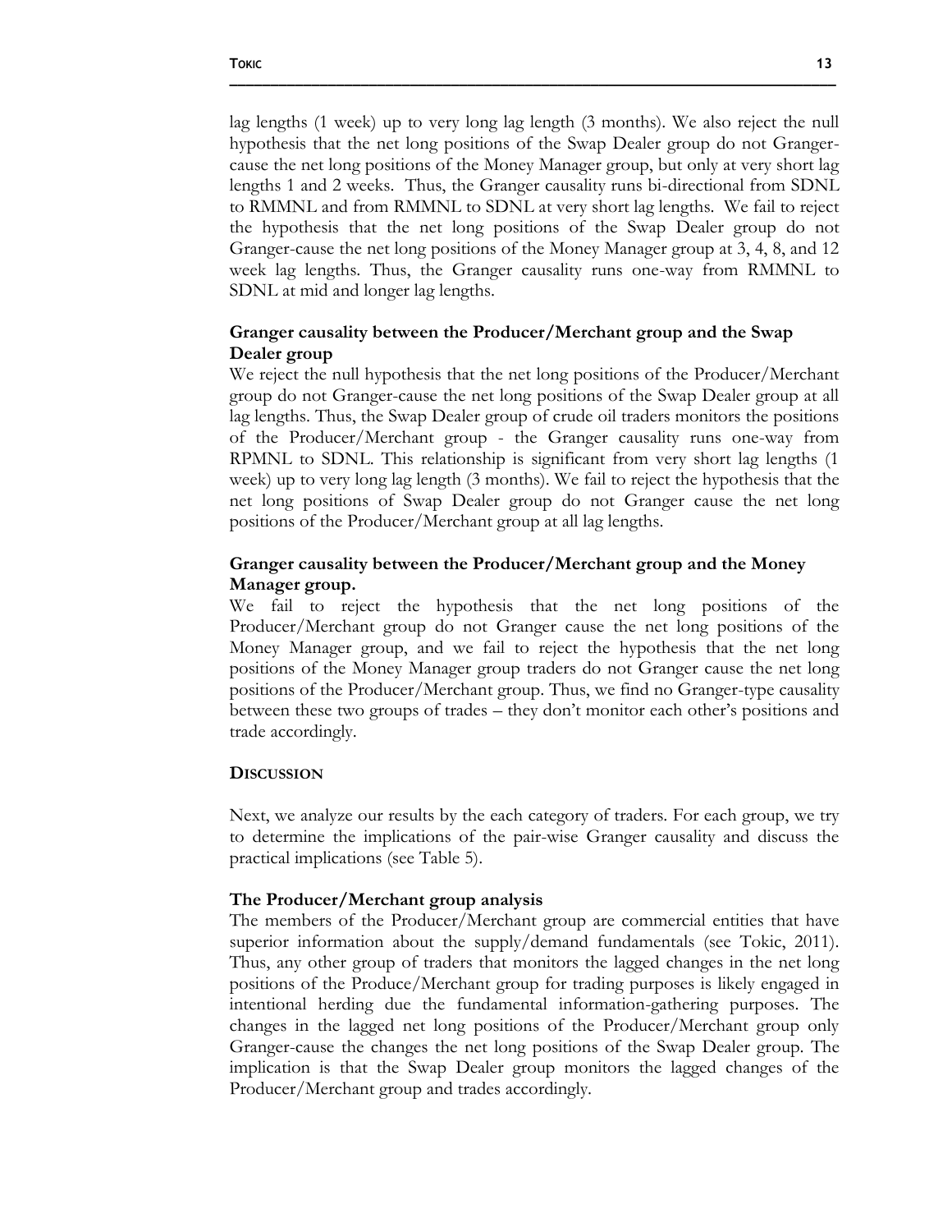lag lengths (1 week) up to very long lag length (3 months). We also reject the null hypothesis that the net long positions of the Swap Dealer group do not Granger-cause the net long positions of the Money Manager group, but only at very short lag lengths 1 and 2 weeks. Thus, the Granger causality runs bi-directional from SDNL to RMMNL and from RMMNL to SDNL at very short lag lengths. We fail to reject the hypothesis that the net long positions of the Swap Dealer group do not Granger-cause the net long positions of the Money Manager group at 3, 4, 8, and 12 week lag lengths. Thus, the Granger causality runs one-way from RMMNL to SDNL at mid and longer lag lengths.

### Granger causality between the Producer/Merchant group and the Swap Dealer group

We reject the null hypothesis that the net long positions of the Producer/Merchant group do not Granger-cause the net long positions of the Swap Dealer group at all lag lengths. Thus, the Swap Dealer group of crude oil traders monitors the positions of the Producer/Merchant group - the Granger causality runs one-way from RPMNL to SDNL. This relationship is significant from very short lag lengths (1 week) up to very long lag length (3 months). We fail to reject the hypothesis that the net long positions of Swap Dealer group do not Granger cause the net long positions of the Producer/Merchant group at all lag lengths.

### Granger causality between the Producer/Merchant group and the Money Manager group.

We fail to reject the hypothesis that the net long positions of the Producer/Merchant group do not Granger cause the net long positions of the Money Manager group, and we fail to reject the hypothesis that the net long positions of the Money Manager group traders do not Granger cause the net long positions of the Producer/Merchant group. Thus, we find no Granger-type causality between these two groups of trades – they don't monitor each other's positions and trade accordingly.

## DISCUSSION

Next, we analyze our results by the each category of traders. For each group, we try to determine the implications of the pair-wise Granger causality and discuss the practical implications (see Table 5).

### The Producer/Merchant group analysis

The members of the Producer/Merchant group are commercial entities that have superior information about the supply/demand fundamentals (see Tokic, 2011). Thus, any other group of traders that monitors the lagged changes in the net long positions of the Produce/Merchant group for trading purposes is likely engaged in intentional herding due the fundamental information-gathering purposes. The changes in the lagged net long positions of the Producer/Merchant group only Granger-cause the changes the net long positions of the Swap Dealer group. The implication is that the Swap Dealer group monitors the lagged changes of the Producer/Merchant group and trades accordingly.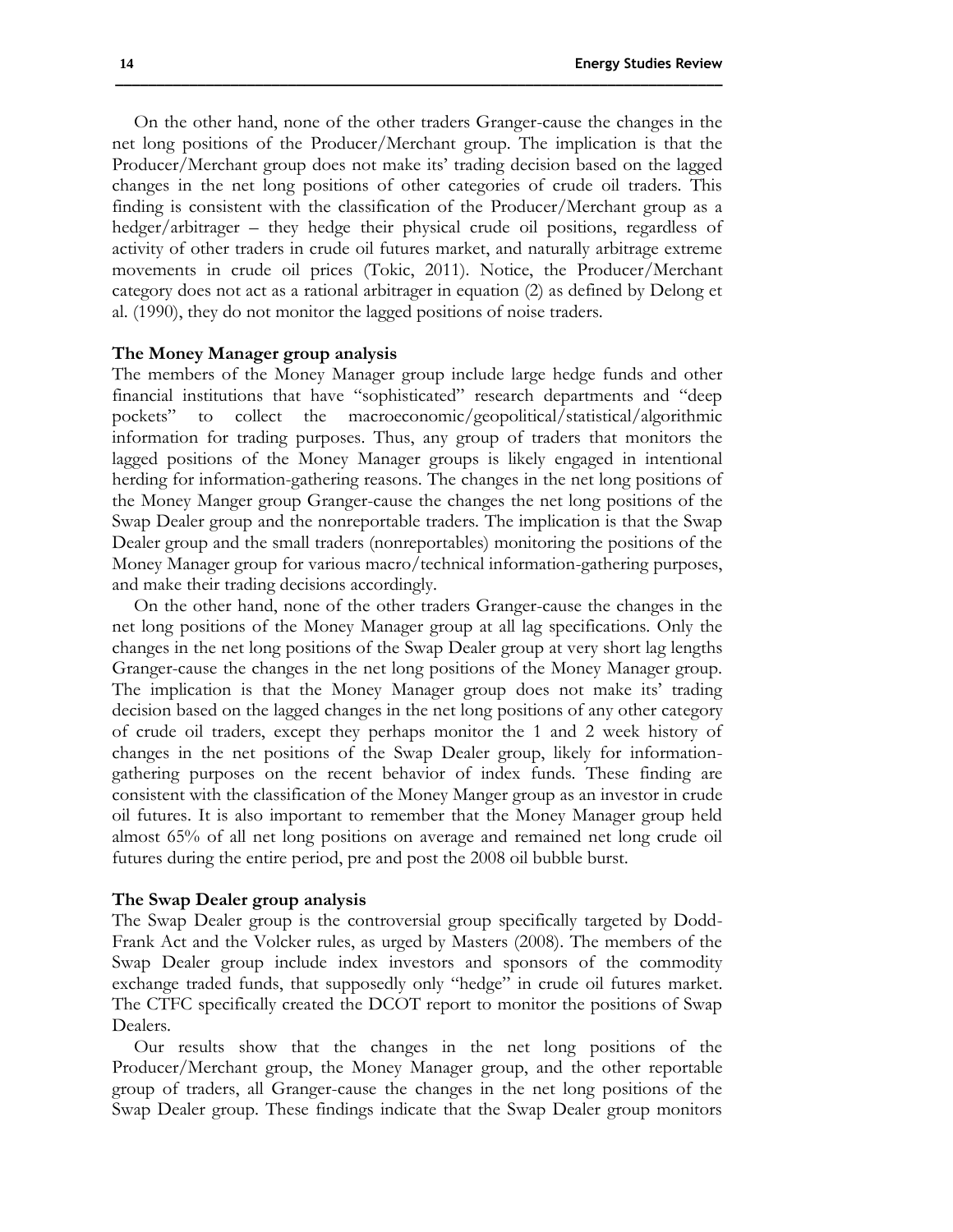On the other hand, none of the other traders Granger-cause the changes in the net long positions of the Producer/Merchant group. The implication is that the Producer/Merchant group does not make its' trading decision based on the lagged changes in the net long positions of other categories of crude oil traders. This finding is consistent with the classification of the Producer/Merchant group as a hedger/arbitrager – they hedge their physical crude oil positions, regardless of activity of other traders in crude oil futures market, and naturally arbitrage extreme movements in crude oil prices (Tokic, 2011). Notice, the Producer/Merchant category does not act as a rational arbitrager in equation (2) as defined by Delong et al. (1990), they do not monitor the lagged positions of noise traders.

### The Money Manager group analysis

The members of the Money Manager group include large hedge funds and other financial institutions that have "sophisticated" research departments and "deep pockets" to collect the macroeconomic/geopolitical/statistical/algorithmic information for trading purposes. Thus, any group of traders that monitors the lagged positions of the Money Manager groups is likely engaged in intentional herding for information-gathering reasons. The changes in the net long positions of the Money Manger group Granger-cause the changes the net long positions of the Swap Dealer group and the nonreportable traders. The implication is that the Swap Dealer group and the small traders (nonreportables) monitoring the positions of the Money Manager group for various macro/technical information-gathering purposes, and make their trading decisions accordingly.

On the other hand, none of the other traders Granger-cause the changes in the net long positions of the Money Manager group at all lag specifications. Only the changes in the net long positions of the Swap Dealer group at very short lag lengths Granger-cause the changes in the net long positions of the Money Manager group. The implication is that the Money Manager group does not make its' trading decision based on the lagged changes in the net long positions of any other category of crude oil traders, except they perhaps monitor the 1 and 2 week history of changes in the net positions of the Swap Dealer group, likely for information-gathering purposes on the recent behavior of index funds. These finding are consistent with the classification of the Money Manger group as an investor in crude oil futures. It is also important to remember that the Money Manager group held almost 65% of all net long positions on average and remained net long crude oil futures during the entire period, pre and post the 2008 oil bubble burst.

### The Swap Dealer group analysis

The Swap Dealer group is the controversial group specifically targeted by Dodd-Frank Act and the Volcker rules, as urged by Masters (2008). The members of the Swap Dealer group include index investors and sponsors of the commodity exchange traded funds, that supposedly only "hedge" in crude oil futures market. The CTFC specifically created the DCOT report to monitor the positions of Swap Dealers.

Our results show that the changes in the net long positions of the Producer/Merchant group, the Money Manager group, and the other reportable group of traders, all Granger-cause the changes in the net long positions of the Swap Dealer group. These findings indicate that the Swap Dealer group monitors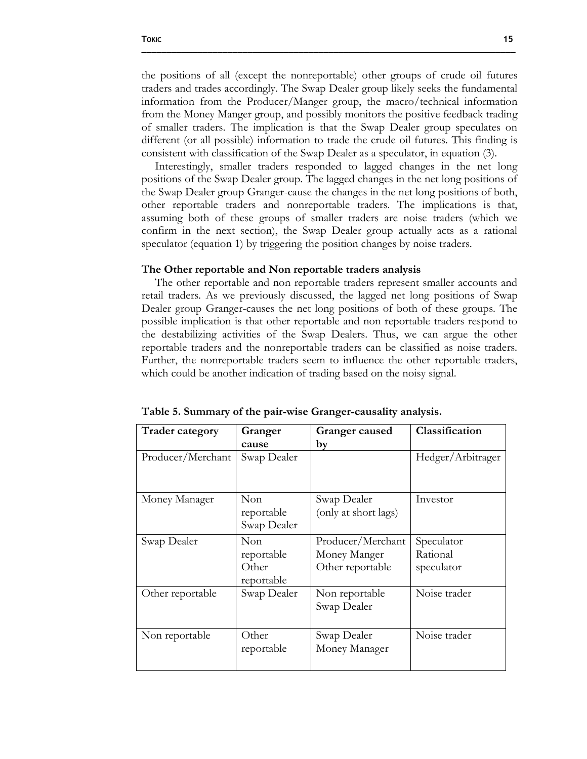the positions of all (except the nonreportable) other groups of crude oil futures traders and trades accordingly. The Swap Dealer group likely seeks the fundamental information from the Producer/Manger group, the macro/technical information from the Money Manger group, and possibly monitors the positive feedback trading of smaller traders. The implication is that the Swap Dealer group speculates on different (or all possible) information to trade the crude oil futures. This finding is consistent with classification of the Swap Dealer as a speculator, in equation (3).

Interestingly, smaller traders responded to lagged changes in the net long positions of the Swap Dealer group. The lagged changes in the net long positions of the Swap Dealer group Granger-cause the changes in the net long positions of both, other reportable traders and nonreportable traders. The implications is that, assuming both of these groups of smaller traders are noise traders (which we confirm in the next section), the Swap Dealer group actually acts as a rational speculator (equation 1) by triggering the position changes by noise traders.

**The Other reportable and Non reportable traders analysis**

The other reportable and non reportable traders represent smaller accounts and retail traders. As we previously discussed, the lagged net long positions of Swap Dealer group Granger-causes the net long positions of both of these groups. The possible implication is that other reportable and non reportable traders respond to the destabilizing activities of the Swap Dealers. Thus, we can argue the other reportable traders and the nonreportable traders can be classified as noise traders. Further, the nonreportable traders seem to influence the other reportable traders, which could be another indication of trading based on the noisy signal.

**Table 5. Summary of the pair-wise Granger-causality analysis.**

| Trader category | Granger cause | Granger caused by | Classification |
|---|---|---|---|
| Producer/Merchant | Swap Dealer | | Hedger/Arbitrager |
| Money Manager | Non reportable<br>Swap Dealer | Swap Dealer (only at short lags) | Investor |
| Swap Dealer | Non reportable<br>Other reportable | Producer/Merchant<br>Money Manger<br>Other reportable | Speculator<br>Rational speculator |
| Other reportable | Swap Dealer | Non reportable<br>Swap Dealer | Noise trader |
| Non reportable | Other reportable | Swap Dealer<br>Money Manager | Noise trader |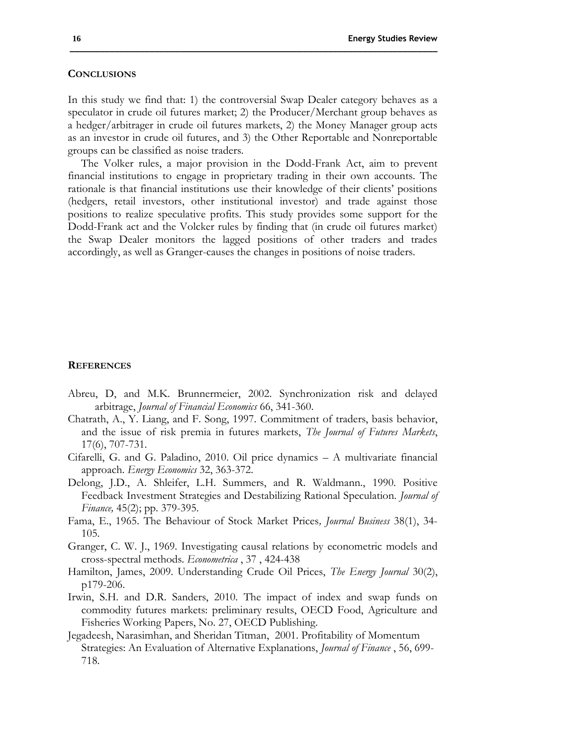## Conclusions

In this study we find that: 1) the controversial Swap Dealer category behaves as a speculator in crude oil futures market; 2) the Producer/Merchant group behaves as a hedger/arbitrager in crude oil futures markets, 2) the Money Manager group acts as an investor in crude oil futures, and 3) the Other Reportable and Nonreportable groups can be classified as noise traders.

The Volker rules, a major provision in the Dodd-Frank Act, aim to prevent financial institutions to engage in proprietary trading in their own accounts. The rationale is that financial institutions use their knowledge of their clients' positions (hedgers, retail investors, other institutional investor) and trade against those positions to realize speculative profits. This study provides some support for the Dodd-Frank act and the Volcker rules by finding that (in crude oil futures market) the Swap Dealer monitors the lagged positions of other traders and trades accordingly, as well as Granger-causes the changes in positions of noise traders.

## References

Abreu, D, and M.K. Brunnermeier, 2002. Synchronization risk and delayed arbitrage, *Journal of Financial Economics* 66, 341-360.

Chatrath, A., Y. Liang, and F. Song, 1997. Commitment of traders, basis behavior, and the issue of risk premia in futures markets, *The Journal of Futures Markets*, 17(6), 707-731.

Cifarelli, G. and G. Paladino, 2010. Oil price dynamics – A multivariate financial approach. *Energy Economics* 32, 363-372.

Delong, J.D., A. Shleifer, L.H. Summers, and R. Waldmann., 1990. Positive Feedback Investment Strategies and Destabilizing Rational Speculation. *Journal of Finance,* 45(2); pp. 379-395.

Fama, E., 1965. The Behaviour of Stock Market Prices*, Journal Business* 38(1), 34-105.

Granger, C. W. J., 1969. Investigating causal relations by econometric models and cross-spectral methods. *Econometrica* , 37 , 424-438

Hamilton, James, 2009. Understanding Crude Oil Prices, *The Energy Journal* 30(2), p179-206.

Irwin, S.H. and D.R. Sanders, 2010. The impact of index and swap funds on commodity futures markets: preliminary results, OECD Food, Agriculture and Fisheries Working Papers, No. 27, OECD Publishing.

Jegadeesh, Narasimhan, and Sheridan Titman, 2001. Profitability of Momentum Strategies: An Evaluation of Alternative Explanations, *Journal of Finance* , 56, 699-718.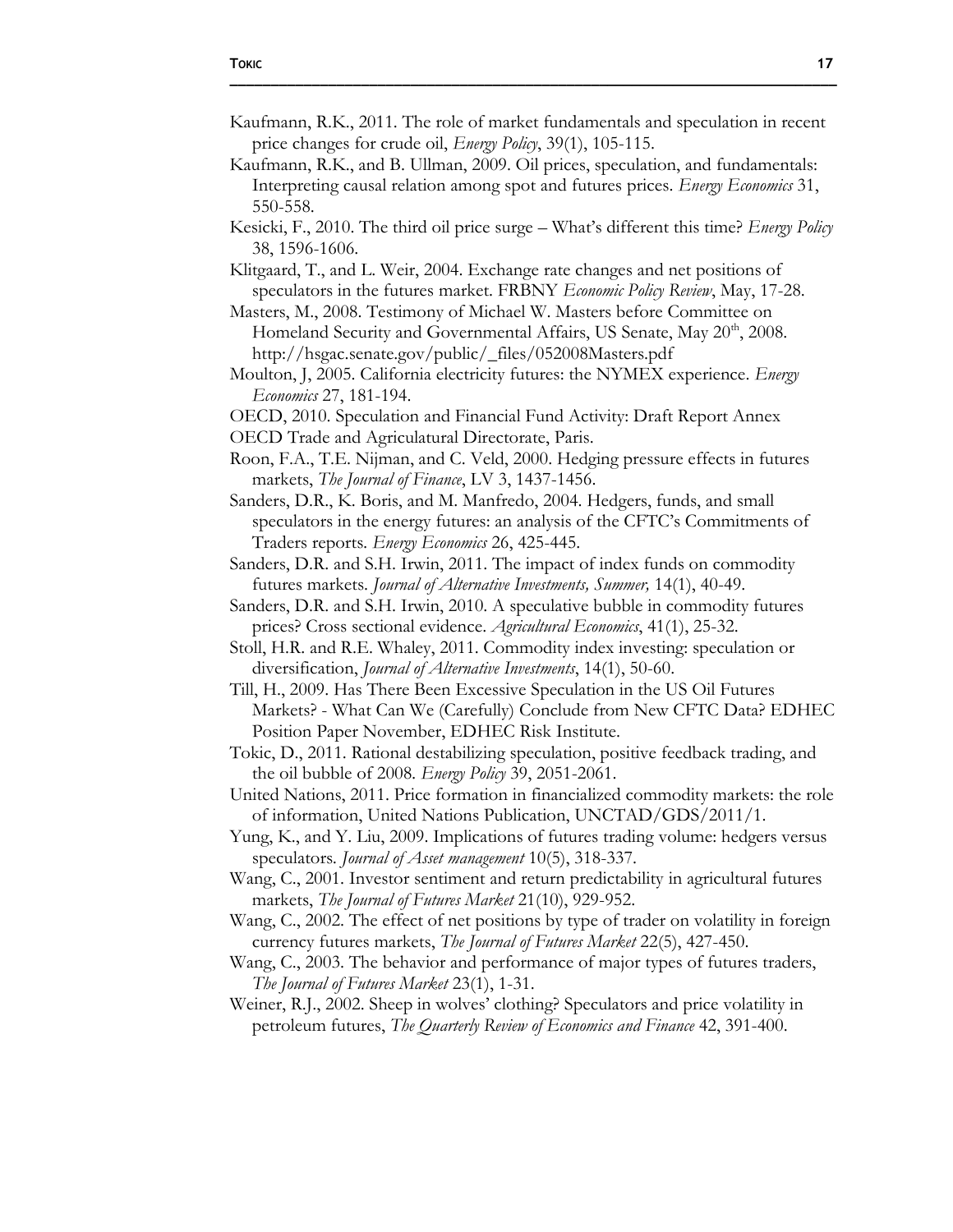Kaufmann, R.K., 2011. The role of market fundamentals and speculation in recent price changes for crude oil, *Energy Policy*, 39(1), 105-115.

Kaufmann, R.K., and B. Ullman, 2009. Oil prices, speculation, and fundamentals: Interpreting causal relation among spot and futures prices. *Energy Economics* 31, 550-558.

Kesicki, F., 2010. The third oil price surge – What's different this time? *Energy Policy* 38, 1596-1606.

Klitgaard, T., and L. Weir, 2004. Exchange rate changes and net positions of speculators in the futures market. FRBNY *Economic Policy Review*, May, 17-28.

Masters, M., 2008. Testimony of Michael W. Masters before Committee on Homeland Security and Governmental Affairs, US Senate, May 20th, 2008. http://hsgac.senate.gov/public/_files/052008Masters.pdf

Moulton, J, 2005. California electricity futures: the NYMEX experience. *Energy Economics* 27, 181-194.

OECD, 2010. Speculation and Financial Fund Activity: Draft Report Annex

OECD Trade and Agriculatural Directorate, Paris.

Roon, F.A., T.E. Nijman, and C. Veld, 2000. Hedging pressure effects in futures markets, *The Journal of Finance*, LV 3, 1437-1456.

Sanders, D.R., K. Boris, and M. Manfredo, 2004. Hedgers, funds, and small speculators in the energy futures: an analysis of the CFTC's Commitments of Traders reports. *Energy Economics* 26, 425-445.

Sanders, D.R. and S.H. Irwin, 2011. The impact of index funds on commodity futures markets. *Journal of Alternative Investments, Summer,* 14(1), 40-49.

Sanders, D.R. and S.H. Irwin, 2010. A speculative bubble in commodity futures prices? Cross sectional evidence. *Agricultural Economics*, 41(1), 25-32.

Stoll, H.R. and R.E. Whaley, 2011. Commodity index investing: speculation or diversification, *Journal of Alternative Investments*, 14(1), 50-60.

Till, H., 2009. Has There Been Excessive Speculation in the US Oil Futures Markets? - What Can We (Carefully) Conclude from New CFTC Data? EDHEC Position Paper November, EDHEC Risk Institute.

Tokic, D., 2011. Rational destabilizing speculation, positive feedback trading, and the oil bubble of 2008. *Energy Policy* 39, 2051-2061.

United Nations, 2011. Price formation in financialized commodity markets: the role of information, United Nations Publication, UNCTAD/GDS/2011/1.

Yung, K., and Y. Liu, 2009. Implications of futures trading volume: hedgers versus speculators. *Journal of Asset management* 10(5), 318-337.

Wang, C., 2001. Investor sentiment and return predictability in agricultural futures markets, *The Journal of Futures Market* 21(10), 929-952.

Wang, C., 2002. The effect of net positions by type of trader on volatility in foreign currency futures markets, *The Journal of Futures Market* 22(5), 427-450.

Wang, C., 2003. The behavior and performance of major types of futures traders, *The Journal of Futures Market* 23(1), 1-31.

Weiner, R.J., 2002. Sheep in wolves' clothing? Speculators and price volatility in petroleum futures, *The Quarterly Review of Economics and Finance* 42, 391-400.